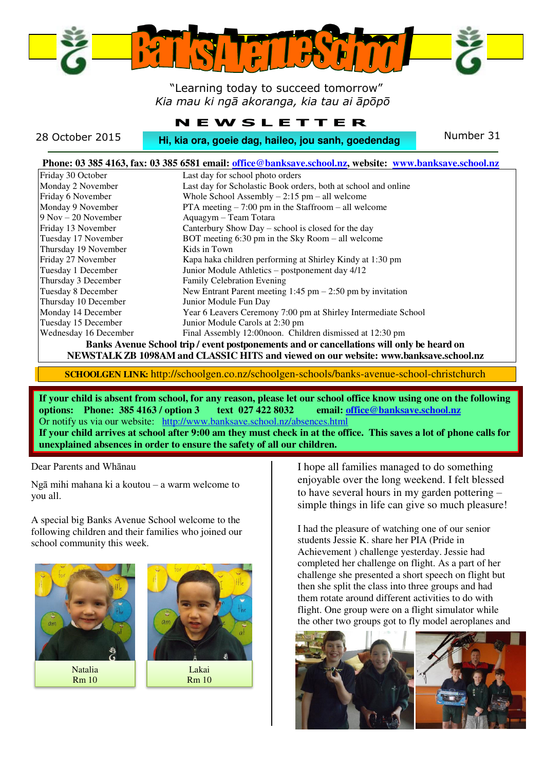# Banks Avenue School

"Learning today to succeed tomorrow"
*Kia mau ki ngā akoranga, kia tau ai āpōpō*

## NEWSLETTER

28 October 2015 | **Hi, kia ora, goeie dag, haileo, jou sanh, goedendag** | Number 31

**Phone: 03 385 4163, fax: 03 385 6581 email: office@banksave.school.nz, website: www.banksave.school.nz**

| Date | Event |
|---|---|
| Friday 30 October | Last day for school photo orders |
| Monday 2 November | Last day for Scholastic Book orders, both at school and online |
| Friday 6 November | Whole School Assembly – 2:15 pm – all welcome |
| Monday 9 November | PTA meeting – 7:00 pm in the Staffroom – all welcome |
| 9 Nov – 20 November | Aquagym – Team Totara |
| Friday 13 November | Canterbury Show Day – school is closed for the day |
| Tuesday 17 November | BOT meeting 6:30 pm in the Sky Room – all welcome |
| Thursday 19 November | Kids in Town |
| Friday 27 November | Kapa haka children performing at Shirley Kindy at 1:30 pm |
| Tuesday 1 December | Junior Module Athletics – postponement day 4/12 |
| Thursday 3 December | Family Celebration Evening |
| Tuesday 8 December | New Entrant Parent meeting 1:45 pm – 2:50 pm by invitation |
| Thursday 10 December | Junior Module Fun Day |
| Monday 14 December | Year 6 Leavers Ceremony 7:00 pm at Shirley Intermediate School |
| Tuesday 15 December | Junior Module Carols at 2:30 pm |
| Wednesday 16 December | Final Assembly 12:00noon. Children dismissed at 12:30 pm |

**Banks Avenue School trip / event postponements and or cancellations will only be heard on NEWSTALK ZB 1098AM and CLASSIC HITS and viewed on our website: www.banksave.school.nz**

**SCHOOLGEN LINK:** http://schoolgen.co.nz/schoolgen-schools/banks-avenue-school-christchurch

**If your child is absent from school, for any reason, please let our school office know using one on the following options: Phone: 385 4163 / option 3 text 027 422 8032 email: office@banksave.school.nz**
Or notify us via our website: http://www.banksave.school.nz/absences.html
**If your child arrives at school after 9:00 am they must check in at the office. This saves a lot of phone calls for unexplained absences in order to ensure the safety of all our children.**

Dear Parents and Whānau

Ngā mihi mahana ki a koutou – a warm welcome to you all.

A special big Banks Avenue School welcome to the following children and their families who joined our school community this week.

Natalia
Rm 10

Lakai
Rm 10

I hope all families managed to do something enjoyable over the long weekend. I felt blessed to have several hours in my garden pottering – simple things in life can give so much pleasure!

I had the pleasure of watching one of our senior students Jessie K. share her PIA (Pride in Achievement ) challenge yesterday. Jessie had completed her challenge on flight. As a part of her challenge she presented a short speech on flight but then she split the class into three groups and had them rotate around different activities to do with flight. One group were on a flight simulator while the other two groups got to fly model aeroplanes and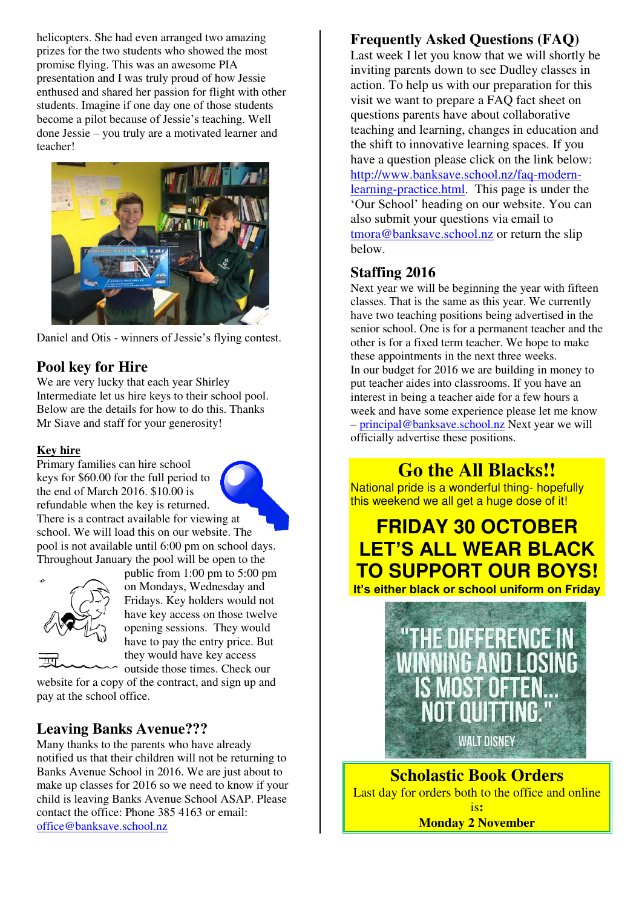helicopters. She had even arranged two amazing prizes for the two students who showed the most promise flying. This was an awesome PIA presentation and I was truly proud of how Jessie enthused and shared her passion for flight with other students. Imagine if one day one of those students become a pilot because of Jessie's teaching. Well done Jessie – you truly are a motivated learner and teacher!

Daniel and Otis - winners of Jessie's flying contest.

## Pool key for Hire

We are very lucky that each year Shirley Intermediate let us hire keys to their school pool. Below are the details for how to do this. Thanks Mr Siave and staff for your generosity!

**Key hire**

Primary families can hire school keys for $60.00 for the full period to the end of March 2016. $10.00 is refundable when the key is returned. There is a contract available for viewing at school. We will load this on our website. The pool is not available until 6:00 pm on school days. Throughout January the pool will be open to the public from 1:00 pm to 5:00 pm on Mondays, Wednesday and Fridays. Key holders would not have key access on those twelve opening sessions. They would have to pay the entry price. But they would have key access outside those times. Check our website for a copy of the contract, and sign up and pay at the school office.

## Leaving Banks Avenue???

Many thanks to the parents who have already notified us that their children will not be returning to Banks Avenue School in 2016. We are just about to make up classes for 2016 so we need to know if your child is leaving Banks Avenue School ASAP. Please contact the office: Phone 385 4163 or email: office@banksave.school.nz

## Frequently Asked Questions (FAQ)

Last week I let you know that we will shortly be inviting parents down to see Dudley classes in action. To help us with our preparation for this visit we want to prepare a FAQ fact sheet on questions parents have about collaborative teaching and learning, changes in education and the shift to innovative learning spaces. If you have a question please click on the link below: http://www.banksave.school.nz/faq-modern-learning-practice.html. This page is under the 'Our School' heading on our website. You can also submit your questions via email to tmora@banksave.school.nz or return the slip below.

## Staffing 2016

Next year we will be beginning the year with fifteen classes. That is the same as this year. We currently have two teaching positions being advertised in the senior school. One is for a permanent teacher and the other is for a fixed term teacher. We hope to make these appointments in the next three weeks.

In our budget for 2016 we are building in money to put teacher aides into classrooms. If you have an interest in being a teacher aide for a few hours a week and have some experience please let me know – principal@banksave.school.nz Next year we will officially advertise these positions.

## Go the All Blacks!!

National pride is a wonderful thing- hopefully this weekend we all get a huge dose of it!

**FRIDAY 30 OCTOBER**
**LET'S ALL WEAR BLACK TO SUPPORT OUR BOYS!**

**It's either black or school uniform on Friday**

"THE DIFFERENCE IN WINNING AND LOSING IS MOST OFTEN... NOT QUITTING."
WALT DISNEY

## Scholastic Book Orders

Last day for orders both to the office and online is:

**Monday 2 November**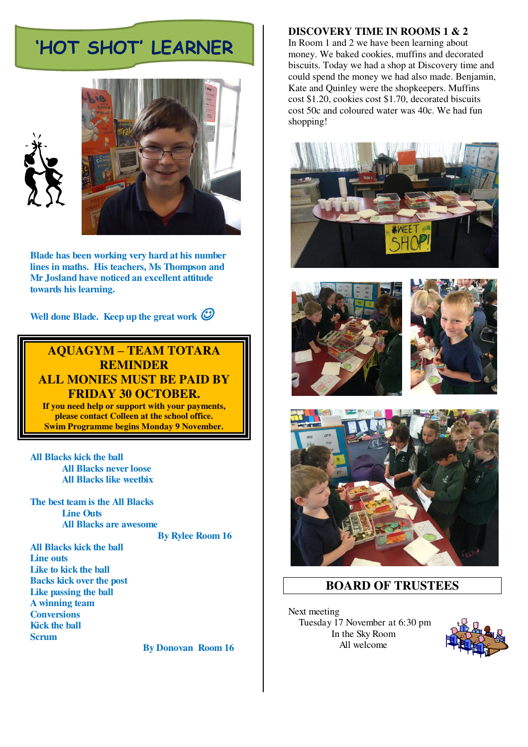# 'HOT SHOT' LEARNER

**Blade has been working very hard at his number lines in maths. His teachers, Ms Thompson and Mr Josland have noticed an excellent attitude towards his learning.**

**Well done Blade. Keep up the great work ☺**

**AQUAGYM – TEAM TOTARA REMINDER**
**ALL MONIES MUST BE PAID BY FRIDAY 30 OCTOBER.**
**If you need help or support with your payments, please contact Colleen at the school office.**
**Swim Programme begins Monday 9 November.**

**All Blacks kick the ball**
**All Blacks never loose**
**All Blacks like weetbix**

**The best team is the All Blacks**
**Line Outs**
**All Blacks are awesome**

**By Rylee Room 16**

**All Blacks kick the ball**
**Line outs**
**Like to kick the ball**
**Backs kick over the post**
**Like passing the ball**
**A winning team**
**Conversions**
**Kick the ball**
**Scrum**

**By Donovan Room 16**

## DISCOVERY TIME IN ROOMS 1 & 2

In Room 1 and 2 we have been learning about money. We baked cookies, muffins and decorated biscuits. Today we had a shop at Discovery time and could spend the money we had also made. Benjamin, Kate and Quinley were the shopkeepers. Muffins cost $1.20, cookies cost $1.70, decorated biscuits cost 50c and coloured water was 40c. We had fun shopping!

## BOARD OF TRUSTEES

Next meeting
Tuesday 17 November at 6:30 pm
In the Sky Room
All welcome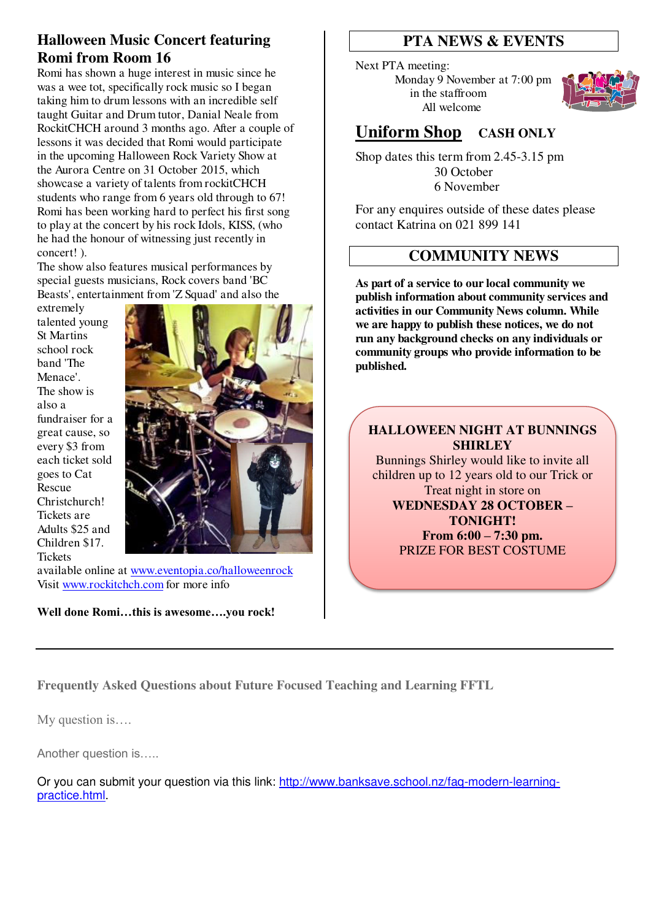## Halloween Music Concert featuring Romi from Room 16

Romi has shown a huge interest in music since he was a wee tot, specifically rock music so I began taking him to drum lessons with an incredible self taught Guitar and Drum tutor, Danial Neale from RockitCHCH around 3 months ago. After a couple of lessons it was decided that Romi would participate in the upcoming Halloween Rock Variety Show at the Aurora Centre on 31 October 2015, which showcase a variety of talents from rockitCHCH students who range from 6 years old through to 67! Romi has been working hard to perfect his first song to play at the concert by his rock Idols, KISS, (who he had the honour of witnessing just recently in concert! ).

The show also features musical performances by special guests musicians, Rock covers band 'BC Beasts', entertainment from 'Z Squad' and also the extremely talented young St Martins school rock band 'The Menace'.

The show is also a fundraiser for a great cause, so every $3 from each ticket sold goes to Cat Rescue Christchurch! Tickets are Adults $25 and Children $17. Tickets available online at www.eventopia.co/halloweenrock

Visit www.rockitchch.com for more info

**Well done Romi…this is awesome….you rock!**

## PTA NEWS & EVENTS

Next PTA meeting:
Monday 9 November at 7:00 pm
in the staffroom
All welcome

## Uniform Shop CASH ONLY

Shop dates this term from 2.45-3.15 pm
30 October
6 November

For any enquires outside of these dates please contact Katrina on 021 899 141

## COMMUNITY NEWS

**As part of a service to our local community we publish information about community services and activities in our Community News column. While we are happy to publish these notices, we do not run any background checks on any individuals or community groups who provide information to be published.**

**HALLOWEEN NIGHT AT BUNNINGS SHIRLEY**

Bunnings Shirley would like to invite all children up to 12 years old to our Trick or Treat night in store on

**WEDNESDAY 28 OCTOBER – TONIGHT!**

**From 6:00 – 7:30 pm.**

PRIZE FOR BEST COSTUME

---

**Frequently Asked Questions about Future Focused Teaching and Learning FFTL**

My question is….

Another question is…..

Or you can submit your question via this link: http://www.banksave.school.nz/faq-modern-learning-practice.html.